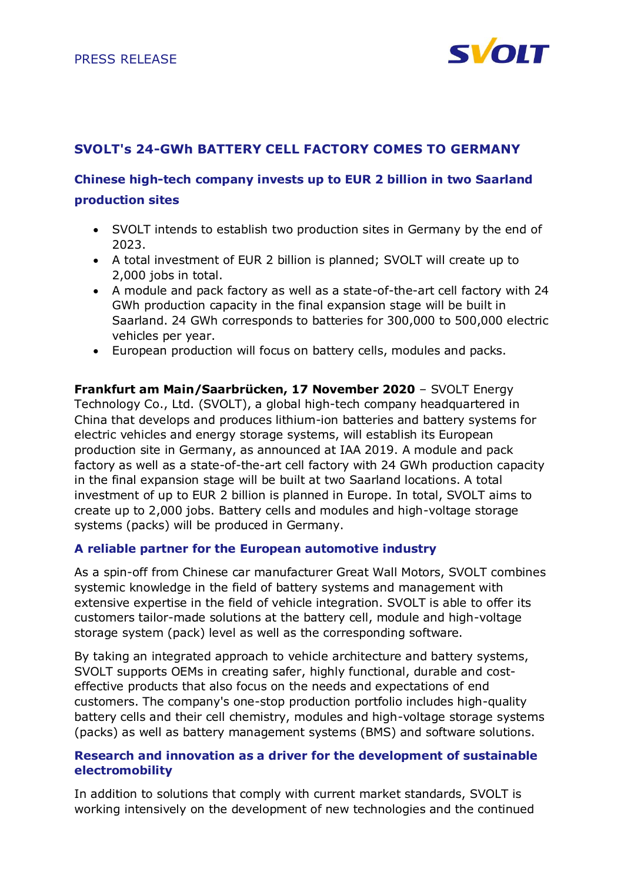PRESS RELEASE

SVOLT

# SVOLT's 24-GWh BATTERY CELL FACTORY COMES TO GERMANY

## Chinese high-tech company invests up to EUR 2 billion in two Saarland production sites

- SVOLT intends to establish two production sites in Germany by the end of 2023.
- A total investment of EUR 2 billion is planned; SVOLT will create up to 2,000 jobs in total.
- A module and pack factory as well as a state-of-the-art cell factory with 24 GWh production capacity in the final expansion stage will be built in Saarland. 24 GWh corresponds to batteries for 300,000 to 500,000 electric vehicles per year.
- European production will focus on battery cells, modules and packs.

**Frankfurt am Main/Saarbrücken, 17 November 2020** – SVOLT Energy Technology Co., Ltd. (SVOLT), a global high-tech company headquartered in China that develops and produces lithium-ion batteries and battery systems for electric vehicles and energy storage systems, will establish its European production site in Germany, as announced at IAA 2019. A module and pack factory as well as a state-of-the-art cell factory with 24 GWh production capacity in the final expansion stage will be built at two Saarland locations. A total investment of up to EUR 2 billion is planned in Europe. In total, SVOLT aims to create up to 2,000 jobs. Battery cells and modules and high-voltage storage systems (packs) will be produced in Germany.

### A reliable partner for the European automotive industry

As a spin-off from Chinese car manufacturer Great Wall Motors, SVOLT combines systemic knowledge in the field of battery systems and management with extensive expertise in the field of vehicle integration. SVOLT is able to offer its customers tailor-made solutions at the battery cell, module and high-voltage storage system (pack) level as well as the corresponding software.

By taking an integrated approach to vehicle architecture and battery systems, SVOLT supports OEMs in creating safer, highly functional, durable and cost-effective products that also focus on the needs and expectations of end customers. The company's one-stop production portfolio includes high-quality battery cells and their cell chemistry, modules and high-voltage storage systems (packs) as well as battery management systems (BMS) and software solutions.

### Research and innovation as a driver for the development of sustainable electromobility

In addition to solutions that comply with current market standards, SVOLT is working intensively on the development of new technologies and the continued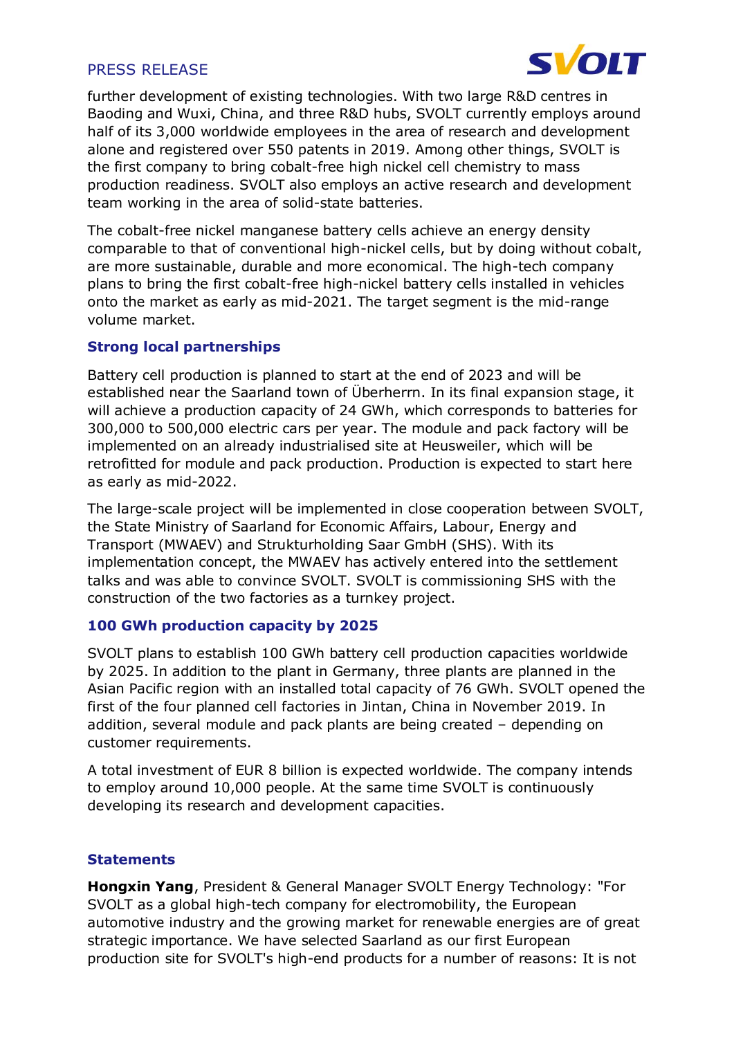further development of existing technologies. With two large R&D centres in Baoding and Wuxi, China, and three R&D hubs, SVOLT currently employs around half of its 3,000 worldwide employees in the area of research and development alone and registered over 550 patents in 2019. Among other things, SVOLT is the first company to bring cobalt-free high nickel cell chemistry to mass production readiness. SVOLT also employs an active research and development team working in the area of solid-state batteries.

The cobalt-free nickel manganese battery cells achieve an energy density comparable to that of conventional high-nickel cells, but by doing without cobalt, are more sustainable, durable and more economical. The high-tech company plans to bring the first cobalt-free high-nickel battery cells installed in vehicles onto the market as early as mid-2021. The target segment is the mid-range volume market.

### Strong local partnerships

Battery cell production is planned to start at the end of 2023 and will be established near the Saarland town of Überherrn. In its final expansion stage, it will achieve a production capacity of 24 GWh, which corresponds to batteries for 300,000 to 500,000 electric cars per year. The module and pack factory will be implemented on an already industrialised site at Heusweiler, which will be retrofitted for module and pack production. Production is expected to start here as early as mid-2022.

The large-scale project will be implemented in close cooperation between SVOLT, the State Ministry of Saarland for Economic Affairs, Labour, Energy and Transport (MWAEV) and Strukturholding Saar GmbH (SHS). With its implementation concept, the MWAEV has actively entered into the settlement talks and was able to convince SVOLT. SVOLT is commissioning SHS with the construction of the two factories as a turnkey project.

### 100 GWh production capacity by 2025

SVOLT plans to establish 100 GWh battery cell production capacities worldwide by 2025. In addition to the plant in Germany, three plants are planned in the Asian Pacific region with an installed total capacity of 76 GWh. SVOLT opened the first of the four planned cell factories in Jintan, China in November 2019. In addition, several module and pack plants are being created – depending on customer requirements.

A total investment of EUR 8 billion is expected worldwide. The company intends to employ around 10,000 people. At the same time SVOLT is continuously developing its research and development capacities.

### Statements

**Hongxin Yang**, President & General Manager SVOLT Energy Technology: "For SVOLT as a global high-tech company for electromobility, the European automotive industry and the growing market for renewable energies are of great strategic importance. We have selected Saarland as our first European production site for SVOLT's high-end products for a number of reasons: It is not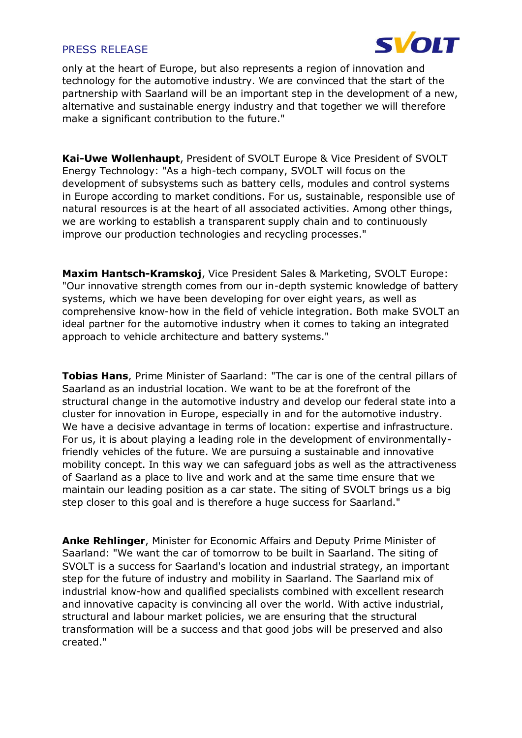only at the heart of Europe, but also represents a region of innovation and technology for the automotive industry. We are convinced that the start of the partnership with Saarland will be an important step in the development of a new, alternative and sustainable energy industry and that together we will therefore make a significant contribution to the future."

**Kai-Uwe Wollenhaupt**, President of SVOLT Europe & Vice President of SVOLT Energy Technology: "As a high-tech company, SVOLT will focus on the development of subsystems such as battery cells, modules and control systems in Europe according to market conditions. For us, sustainable, responsible use of natural resources is at the heart of all associated activities. Among other things, we are working to establish a transparent supply chain and to continuously improve our production technologies and recycling processes."

**Maxim Hantsch-Kramskoj**, Vice President Sales & Marketing, SVOLT Europe: "Our innovative strength comes from our in-depth systemic knowledge of battery systems, which we have been developing for over eight years, as well as comprehensive know-how in the field of vehicle integration. Both make SVOLT an ideal partner for the automotive industry when it comes to taking an integrated approach to vehicle architecture and battery systems."

**Tobias Hans**, Prime Minister of Saarland: "The car is one of the central pillars of Saarland as an industrial location. We want to be at the forefront of the structural change in the automotive industry and develop our federal state into a cluster for innovation in Europe, especially in and for the automotive industry. We have a decisive advantage in terms of location: expertise and infrastructure. For us, it is about playing a leading role in the development of environmentally-friendly vehicles of the future. We are pursuing a sustainable and innovative mobility concept. In this way we can safeguard jobs as well as the attractiveness of Saarland as a place to live and work and at the same time ensure that we maintain our leading position as a car state. The siting of SVOLT brings us a big step closer to this goal and is therefore a huge success for Saarland."

**Anke Rehlinger**, Minister for Economic Affairs and Deputy Prime Minister of Saarland: "We want the car of tomorrow to be built in Saarland. The siting of SVOLT is a success for Saarland's location and industrial strategy, an important step for the future of industry and mobility in Saarland. The Saarland mix of industrial know-how and qualified specialists combined with excellent research and innovative capacity is convincing all over the world. With active industrial, structural and labour market policies, we are ensuring that the structural transformation will be a success and that good jobs will be preserved and also created."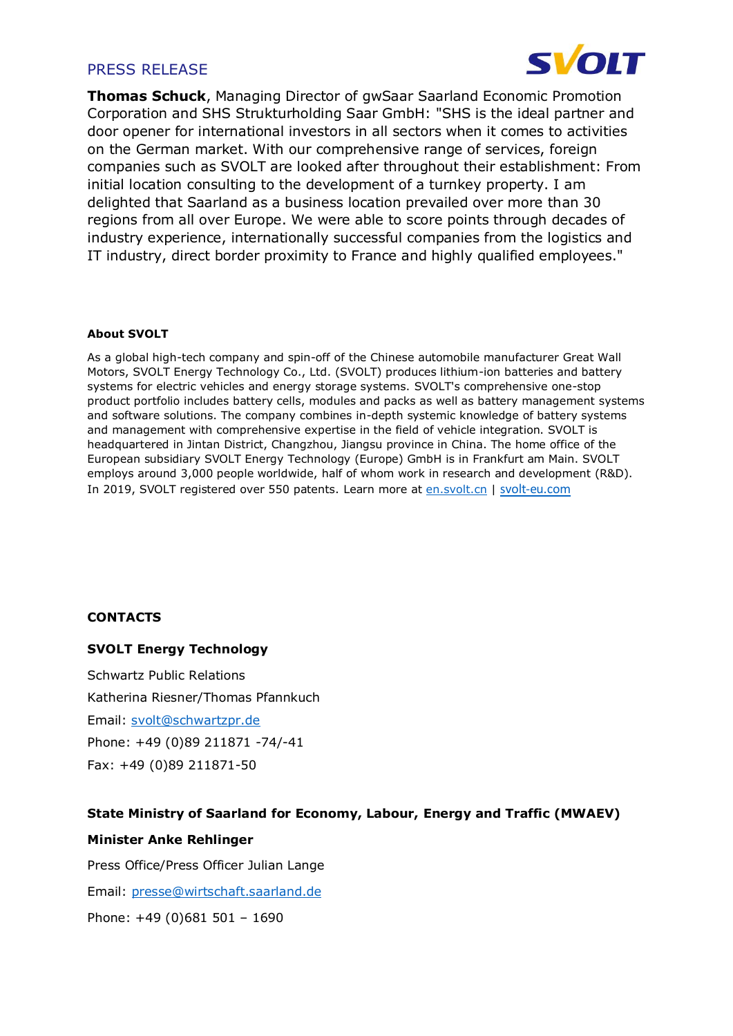PRESS RELEASE

**Thomas Schuck**, Managing Director of gwSaar Saarland Economic Promotion Corporation and SHS Strukturholding Saar GmbH: "SHS is the ideal partner and door opener for international investors in all sectors when it comes to activities on the German market. With our comprehensive range of services, foreign companies such as SVOLT are looked after throughout their establishment: From initial location consulting to the development of a turnkey property. I am delighted that Saarland as a business location prevailed over more than 30 regions from all over Europe. We were able to score points through decades of industry experience, internationally successful companies from the logistics and IT industry, direct border proximity to France and highly qualified employees."

**About SVOLT**

As a global high-tech company and spin-off of the Chinese automobile manufacturer Great Wall Motors, SVOLT Energy Technology Co., Ltd. (SVOLT) produces lithium-ion batteries and battery systems for electric vehicles and energy storage systems. SVOLT's comprehensive one-stop product portfolio includes battery cells, modules and packs as well as battery management systems and software solutions. The company combines in-depth systemic knowledge of battery systems and management with comprehensive expertise in the field of vehicle integration. SVOLT is headquartered in Jintan District, Changzhou, Jiangsu province in China. The home office of the European subsidiary SVOLT Energy Technology (Europe) GmbH is in Frankfurt am Main. SVOLT employs around 3,000 people worldwide, half of whom work in research and development (R&D). In 2019, SVOLT registered over 550 patents. Learn more at en.svolt.cn | svolt-eu.com

**CONTACTS**

**SVOLT Energy Technology**

Schwartz Public Relations

Katherina Riesner/Thomas Pfannkuch

Email: svolt@schwartzpr.de

Phone: +49 (0)89 211871 -74/-41

Fax: +49 (0)89 211871-50

**State Ministry of Saarland for Economy, Labour, Energy and Traffic (MWAEV)**

**Minister Anke Rehlinger**

Press Office/Press Officer Julian Lange

Email: presse@wirtschaft.saarland.de

Phone: +49 (0)681 501 – 1690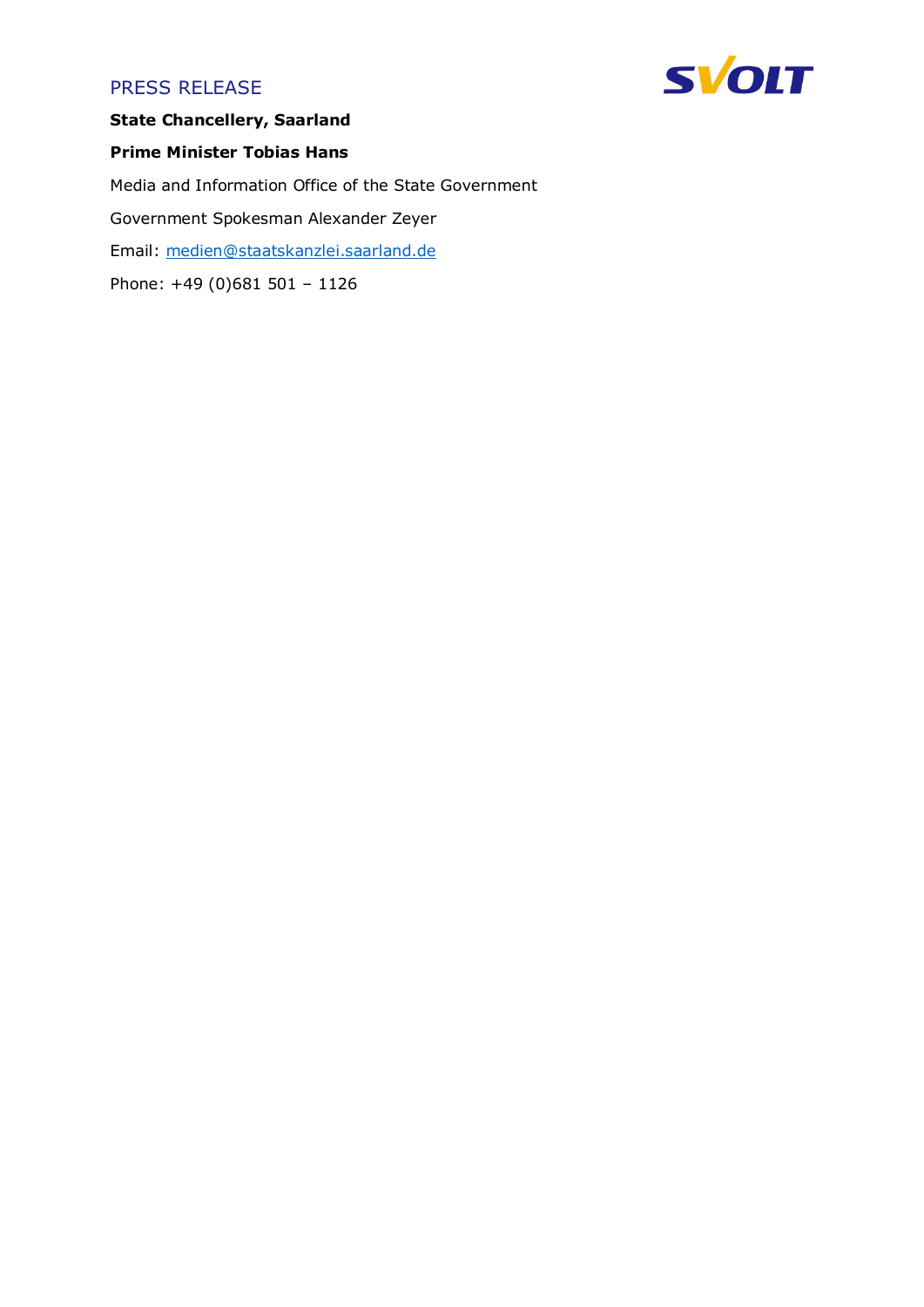PRESS RELEASE

**State Chancellery, Saarland**

**Prime Minister Tobias Hans**

Media and Information Office of the State Government

Government Spokesman Alexander Zeyer

Email: medien@staatskanzlei.saarland.de

Phone: +49 (0)681 501 – 1126